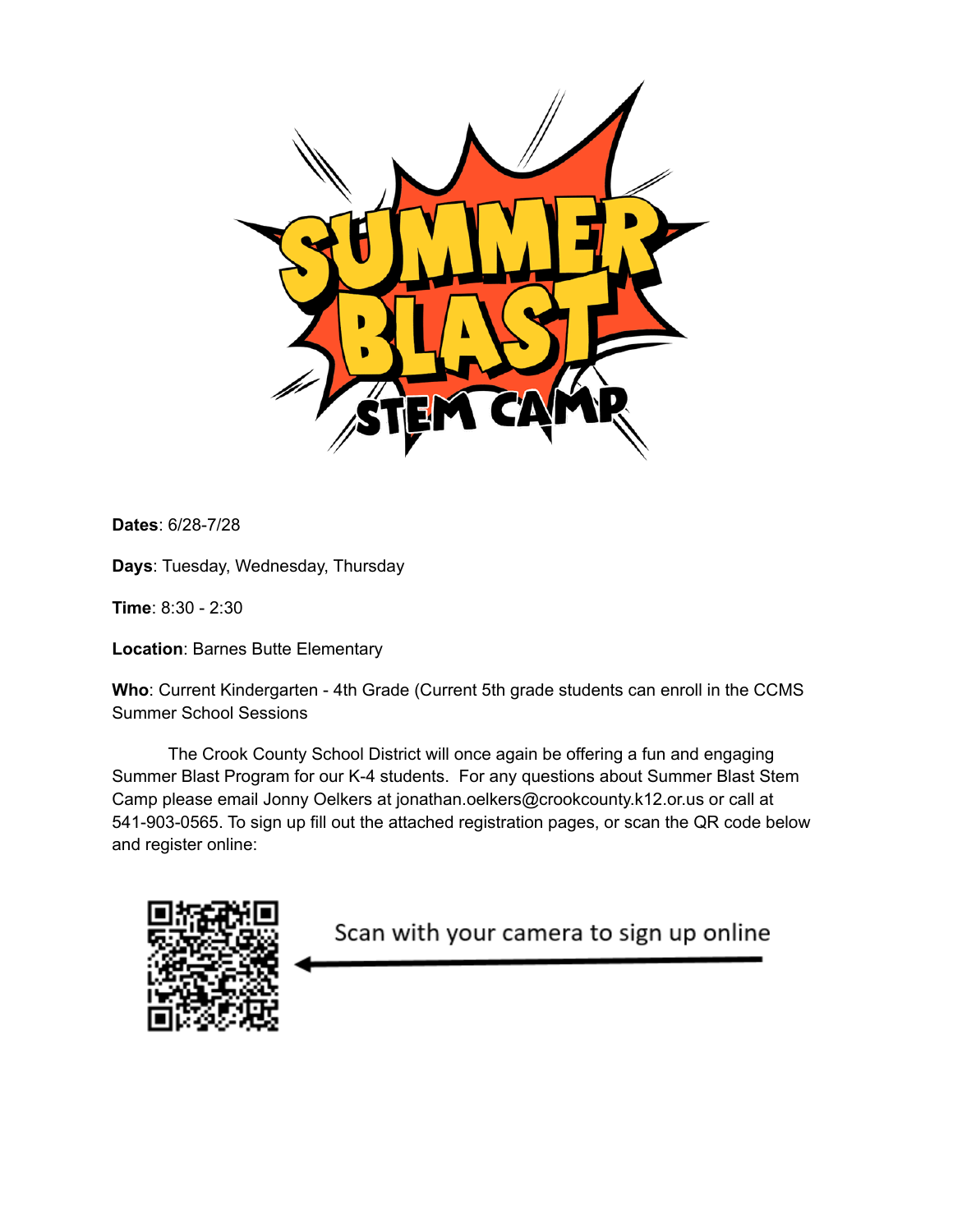# SUMMER BLAST

## STEM CAMP

**Dates**: 6/28-7/28

**Days**: Tuesday, Wednesday, Thursday

**Time**: 8:30 - 2:30

**Location**: Barnes Butte Elementary

**Who**: Current Kindergarten - 4th Grade (Current 5th grade students can enroll in the CCMS Summer School Sessions

The Crook County School District will once again be offering a fun and engaging Summer Blast Program for our K-4 students. For any questions about Summer Blast Stem Camp please email Jonny Oelkers at jonathan.oelkers@crookcounty.k12.or.us or call at 541-903-0565. To sign up fill out the attached registration pages, or scan the QR code below and register online:

Scan with your camera to sign up online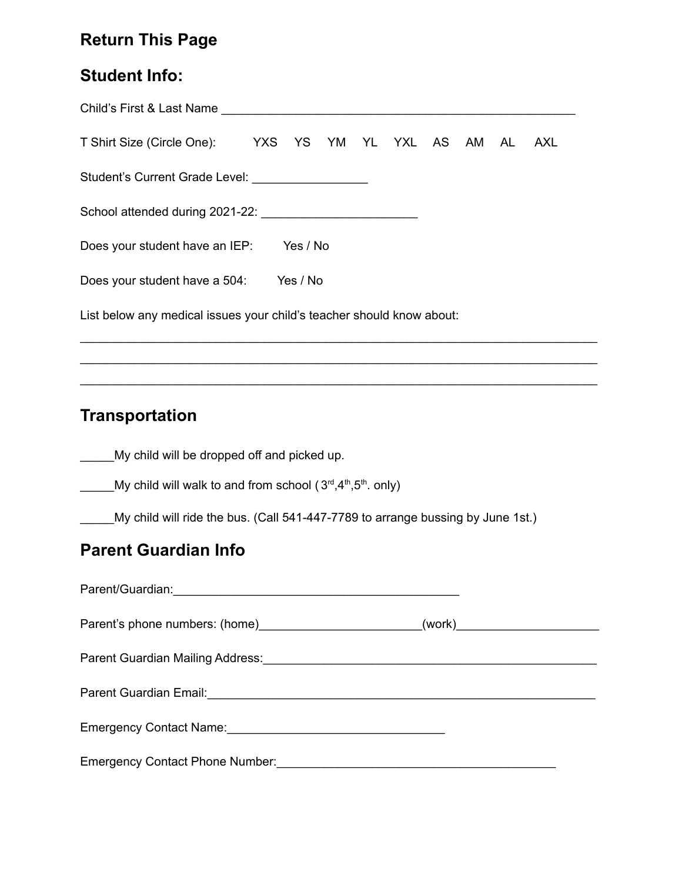## Return This Page

## Student Info:

Child's First & Last Name ______________________________________________________

T Shirt Size (Circle One): YXS YS YM YL YXL AS AM AL AXL

Student's Current Grade Level: _________________

School attended during 2021-22: _______________________

Does your student have an IEP: Yes / No

Does your student have a 504: Yes / No

List below any medical issues your child's teacher should know about:

_______________________________________________________________________________

_______________________________________________________________________________

_______________________________________________________________________________

## Transportation

_____My child will be dropped off and picked up.

_____My child will walk to and from school ( 3rd,4th,5th. only)

_____My child will ride the bus. (Call 541-447-7789 to arrange bussing by June 1st.)

## Parent Guardian Info

Parent/Guardian:___________________________________________

Parent's phone numbers: (home)________________________(work)_____________________

Parent Guardian Mailing Address:__________________________________________________

Parent Guardian Email:___________________________________________________________

Emergency Contact Name:_________________________________

Emergency Contact Phone Number:__________________________________________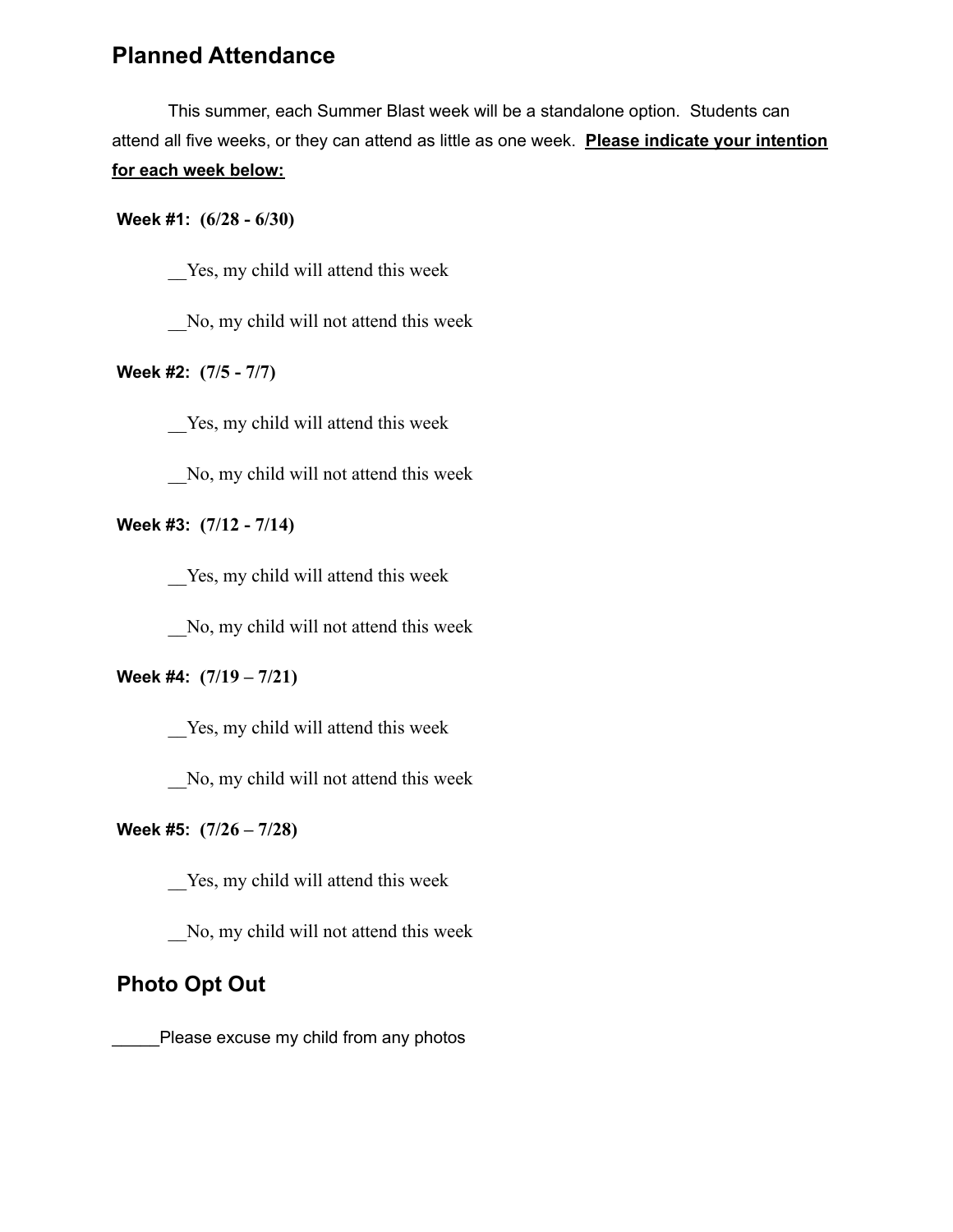## Planned Attendance

This summer, each Summer Blast week will be a standalone option. Students can attend all five weeks, or they can attend as little as one week. **Please indicate your intention for each week below:**

**Week #1: (6/28 - 6/30)**

__Yes, my child will attend this week

__No, my child will not attend this week

**Week #2: (7/5 - 7/7)**

__Yes, my child will attend this week

__No, my child will not attend this week

**Week #3: (7/12 - 7/14)**

__Yes, my child will attend this week

__No, my child will not attend this week

**Week #4: (7/19 – 7/21)**

__Yes, my child will attend this week

__No, my child will not attend this week

**Week #5: (7/26 – 7/28)**

__Yes, my child will attend this week

__No, my child will not attend this week

## Photo Opt Out

_____Please excuse my child from any photos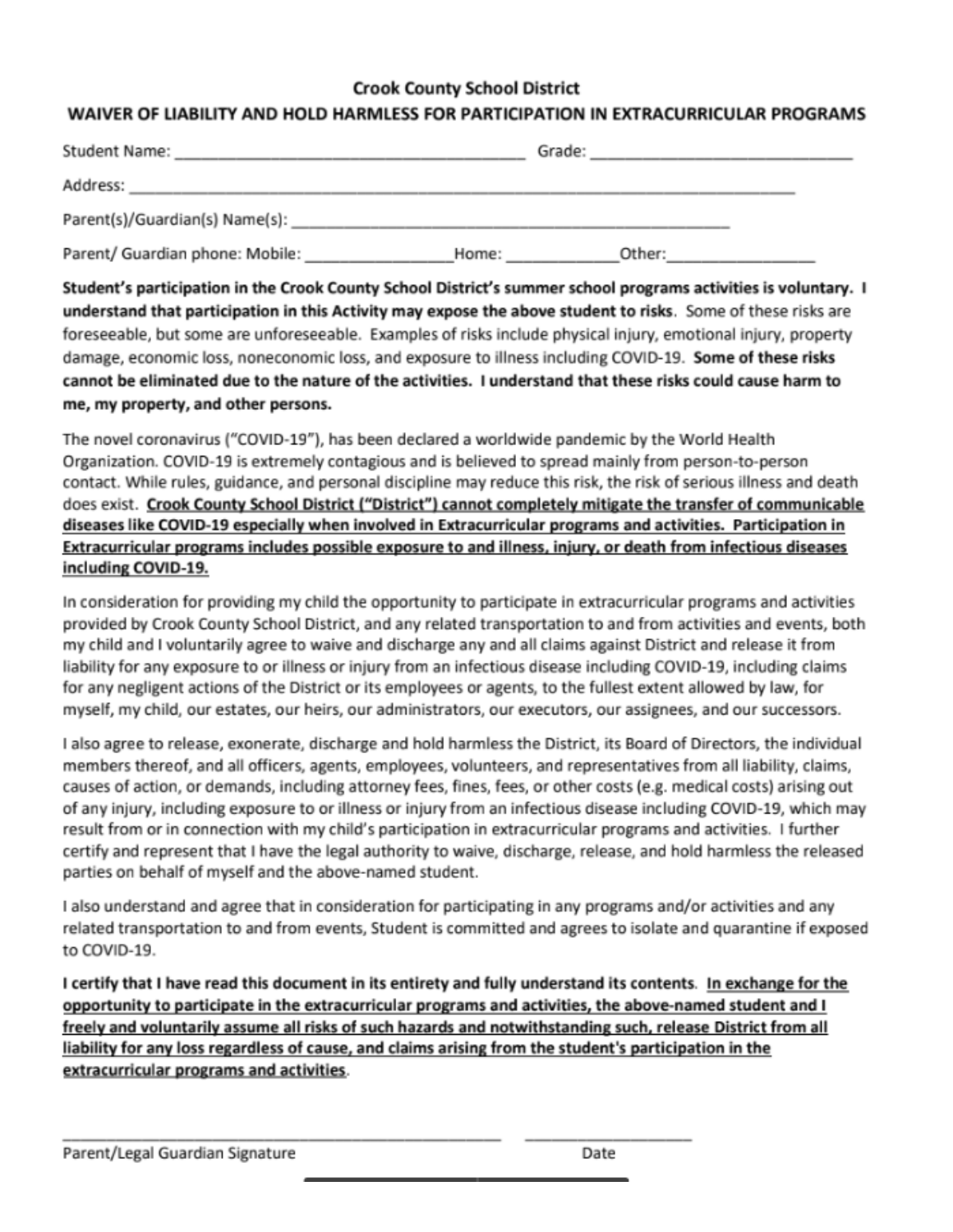**Crook County School District**

**WAIVER OF LIABILITY AND HOLD HARMLESS FOR PARTICIPATION IN EXTRACURRICULAR PROGRAMS**

Student Name: ________________________________________ Grade: ______________________________

Address: ______________________________________________________________________________

Parent(s)/Guardian(s) Name(s): ____________________________________________________

Parent/ Guardian phone: Mobile: _________________Home: _____________Other:_________________

**Student's participation in the Crook County School District's summer school programs activities is voluntary. I understand that participation in this Activity may expose the above student to risks.** Some of these risks are foreseeable, but some are unforeseeable. Examples of risks include physical injury, emotional injury, property damage, economic loss, noneconomic loss, and exposure to illness including COVID-19. **Some of these risks cannot be eliminated due to the nature of the activities. I understand that these risks could cause harm to me, my property, and other persons.**

The novel coronavirus ("COVID-19"), has been declared a worldwide pandemic by the World Health Organization. COVID-19 is extremely contagious and is believed to spread mainly from person-to-person contact. While rules, guidance, and personal discipline may reduce this risk, the risk of serious illness and death does exist. **<u>Crook County School District ("District") cannot completely mitigate the transfer of communicable diseases like COVID-19 especially when involved in Extracurricular programs and activities. Participation in Extracurricular programs includes possible exposure to and illness, injury, or death from infectious diseases including COVID-19.</u>**

In consideration for providing my child the opportunity to participate in extracurricular programs and activities provided by Crook County School District, and any related transportation to and from activities and events, both my child and I voluntarily agree to waive and discharge any and all claims against District and release it from liability for any exposure to or illness or injury from an infectious disease including COVID-19, including claims for any negligent actions of the District or its employees or agents, to the fullest extent allowed by law, for myself, my child, our estates, our heirs, our administrators, our executors, our assignees, and our successors.

I also agree to release, exonerate, discharge and hold harmless the District, its Board of Directors, the individual members thereof, and all officers, agents, employees, volunteers, and representatives from all liability, claims, causes of action, or demands, including attorney fees, fines, fees, or other costs (e.g. medical costs) arising out of any injury, including exposure to or illness or injury from an infectious disease including COVID-19, which may result from or in connection with my child's participation in extracurricular programs and activities. I further certify and represent that I have the legal authority to waive, discharge, release, and hold harmless the released parties on behalf of myself and the above-named student.

I also understand and agree that in consideration for participating in any programs and/or activities and any related transportation to and from events, Student is committed and agrees to isolate and quarantine if exposed to COVID-19.

**I certify that I have read this document in its entirety and fully understand its contents. <u>In exchange for the opportunity to participate in the extracurricular programs and activities, the above-named student and I freely and voluntarily assume all risks of such hazards and notwithstanding such, release District from all liability for any loss regardless of cause, and claims arising from the student's participation in the extracurricular programs and activities</u>.**

_______________________________________________ ____________________

Parent/Legal Guardian Signature Date